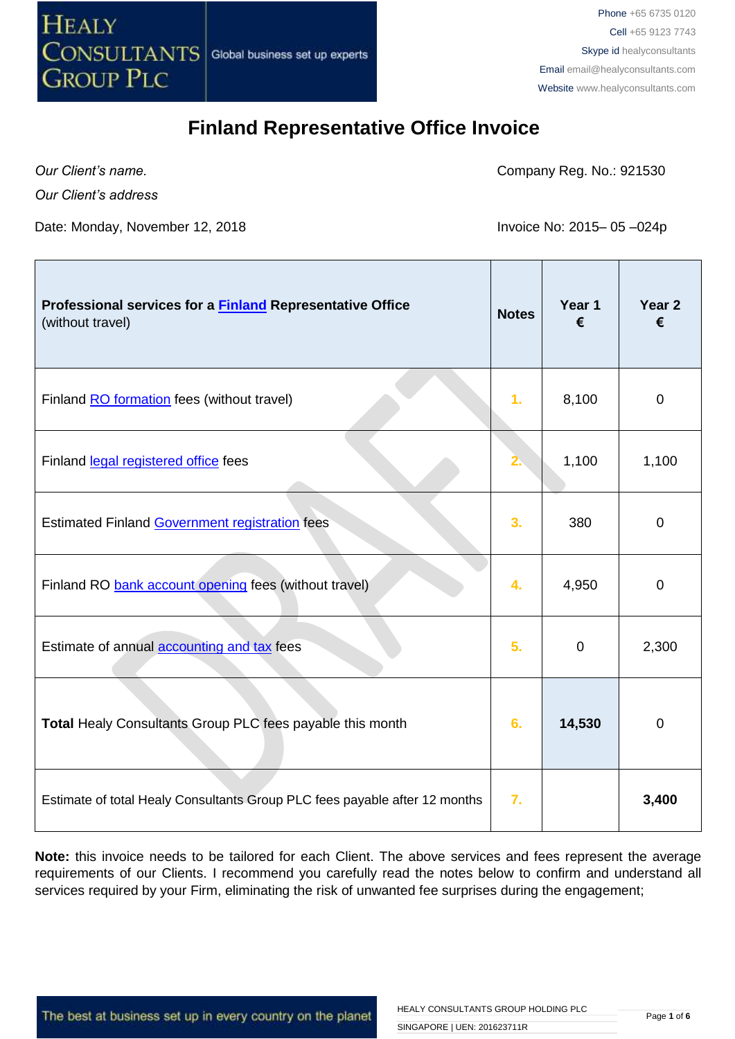HEALY CONSULTANTS GROUP PLC — Global business set up experts

Phone +65 6735 0120
Cell +65 9123 7743
Skype id healyconsultants
Email email@healyconsultants.com
Website www.healyconsultants.com

# Finland Representative Office Invoice

*Our Client's name.*
*Our Client's address*

Company Reg. No.: 921530

Date: Monday, November 12, 2018

Invoice No: 2015– 05 –024p

| **Professional services for a Finland Representative Office** (without travel) | **Notes** | **Year 1 €** | **Year 2 €** |
|---|---|---|---|
| Finland RO formation fees (without travel) | 1. | 8,100 | 0 |
| Finland legal registered office fees | 2. | 1,100 | 1,100 |
| Estimated Finland Government registration fees | 3. | 380 | 0 |
| Finland RO bank account opening fees (without travel) | 4. | 4,950 | 0 |
| Estimate of annual accounting and tax fees | 5. | 0 | 2,300 |
| **Total** Healy Consultants Group PLC fees payable this month | 6. | **14,530** | 0 |
| Estimate of total Healy Consultants Group PLC fees payable after 12 months | 7. | | **3,400** |

**Note:** this invoice needs to be tailored for each Client. The above services and fees represent the average requirements of our Clients. I recommend you carefully read the notes below to confirm and understand all services required by your Firm, eliminating the risk of unwanted fee surprises during the engagement;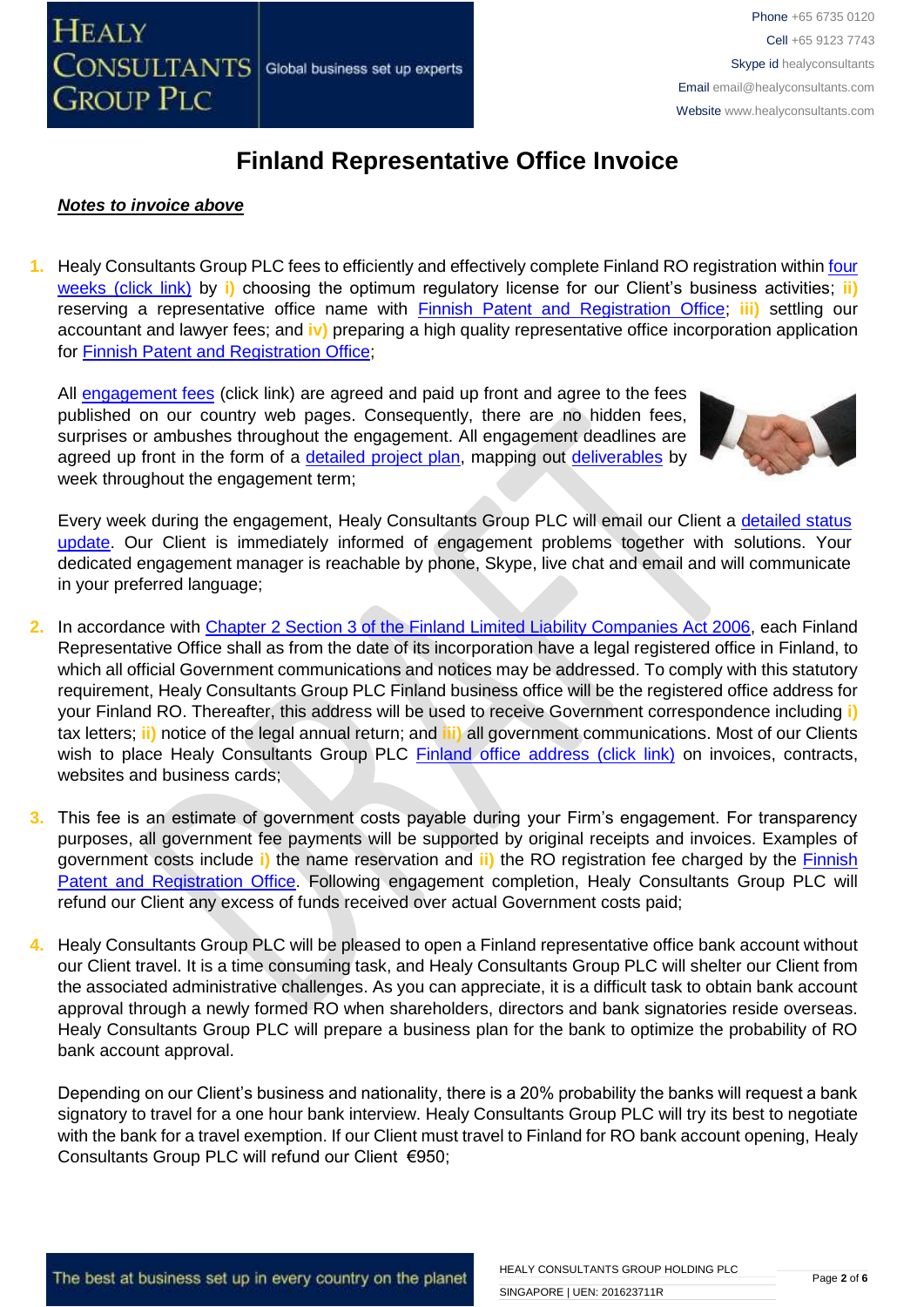# Finland Representative Office Invoice

***Notes to invoice above***

1. Healy Consultants Group PLC fees to efficiently and effectively complete Finland RO registration within four weeks (click link) by **i)** choosing the optimum regulatory license for our Client's business activities; **ii)** reserving a representative office name with Finnish Patent and Registration Office; **iii)** settling our accountant and lawyer fees; and **iv)** preparing a high quality representative office incorporation application for Finnish Patent and Registration Office;

   All engagement fees (click link) are agreed and paid up front and agree to the fees published on our country web pages. Consequently, there are no hidden fees, surprises or ambushes throughout the engagement. All engagement deadlines are agreed up front in the form of a detailed project plan, mapping out deliverables by week throughout the engagement term;

   Every week during the engagement, Healy Consultants Group PLC will email our Client a detailed status update. Our Client is immediately informed of engagement problems together with solutions. Your dedicated engagement manager is reachable by phone, Skype, live chat and email and will communicate in your preferred language;

2. In accordance with Chapter 2 Section 3 of the Finland Limited Liability Companies Act 2006, each Finland Representative Office shall as from the date of its incorporation have a legal registered office in Finland, to which all official Government communications and notices may be addressed. To comply with this statutory requirement, Healy Consultants Group PLC Finland business office will be the registered office address for your Finland RO. Thereafter, this address will be used to receive Government correspondence including **i)** tax letters; **ii)** notice of the legal annual return; and **iii)** all government communications. Most of our Clients wish to place Healy Consultants Group PLC Finland office address (click link) on invoices, contracts, websites and business cards;

3. This fee is an estimate of government costs payable during your Firm's engagement. For transparency purposes, all government fee payments will be supported by original receipts and invoices. Examples of government costs include **i)** the name reservation and **ii)** the RO registration fee charged by the Finnish Patent and Registration Office. Following engagement completion, Healy Consultants Group PLC will refund our Client any excess of funds received over actual Government costs paid;

4. Healy Consultants Group PLC will be pleased to open a Finland representative office bank account without our Client travel. It is a time consuming task, and Healy Consultants Group PLC will shelter our Client from the associated administrative challenges. As you can appreciate, it is a difficult task to obtain bank account approval through a newly formed RO when shareholders, directors and bank signatories reside overseas. Healy Consultants Group PLC will prepare a business plan for the bank to optimize the probability of RO bank account approval.

   Depending on our Client's business and nationality, there is a 20% probability the banks will request a bank signatory to travel for a one hour bank interview. Healy Consultants Group PLC will try its best to negotiate with the bank for a travel exemption. If our Client must travel to Finland for RO bank account opening, Healy Consultants Group PLC will refund our Client €950;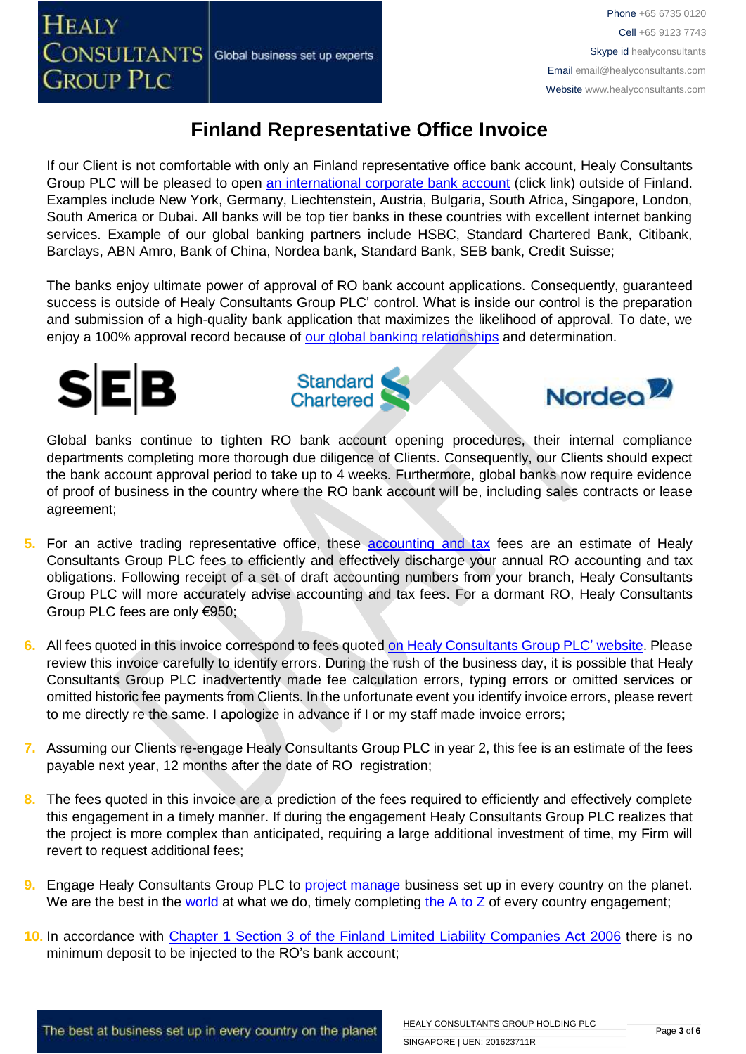# Finland Representative Office Invoice

If our Client is not comfortable with only an Finland representative office bank account, Healy Consultants Group PLC will be pleased to open an international corporate bank account (click link) outside of Finland. Examples include New York, Germany, Liechtenstein, Austria, Bulgaria, South Africa, Singapore, London, South America or Dubai. All banks will be top tier banks in these countries with excellent internet banking services. Example of our global banking partners include HSBC, Standard Chartered Bank, Citibank, Barclays, ABN Amro, Bank of China, Nordea bank, Standard Bank, SEB bank, Credit Suisse;

The banks enjoy ultimate power of approval of RO bank account applications. Consequently, guaranteed success is outside of Healy Consultants Group PLC' control. What is inside our control is the preparation and submission of a high-quality bank application that maximizes the likelihood of approval. To date, we enjoy a 100% approval record because of our global banking relationships and determination.

Global banks continue to tighten RO bank account opening procedures, their internal compliance departments completing more thorough due diligence of Clients. Consequently, our Clients should expect the bank account approval period to take up to 4 weeks. Furthermore, global banks now require evidence of proof of business in the country where the RO bank account will be, including sales contracts or lease agreement;

5. For an active trading representative office, these accounting and tax fees are an estimate of Healy Consultants Group PLC fees to efficiently and effectively discharge your annual RO accounting and tax obligations. Following receipt of a set of draft accounting numbers from your branch, Healy Consultants Group PLC will more accurately advise accounting and tax fees. For a dormant RO, Healy Consultants Group PLC fees are only €950;

6. All fees quoted in this invoice correspond to fees quoted on Healy Consultants Group PLC' website. Please review this invoice carefully to identify errors. During the rush of the business day, it is possible that Healy Consultants Group PLC inadvertently made fee calculation errors, typing errors or omitted services or omitted historic fee payments from Clients. In the unfortunate event you identify invoice errors, please revert to me directly re the same. I apologize in advance if I or my staff made invoice errors;

7. Assuming our Clients re-engage Healy Consultants Group PLC in year 2, this fee is an estimate of the fees payable next year, 12 months after the date of RO registration;

8. The fees quoted in this invoice are a prediction of the fees required to efficiently and effectively complete this engagement in a timely manner. If during the engagement Healy Consultants Group PLC realizes that the project is more complex than anticipated, requiring a large additional investment of time, my Firm will revert to request additional fees;

9. Engage Healy Consultants Group PLC to project manage business set up in every country on the planet. We are the best in the world at what we do, timely completing the A to Z of every country engagement;

10. In accordance with Chapter 1 Section 3 of the Finland Limited Liability Companies Act 2006 there is no minimum deposit to be injected to the RO's bank account;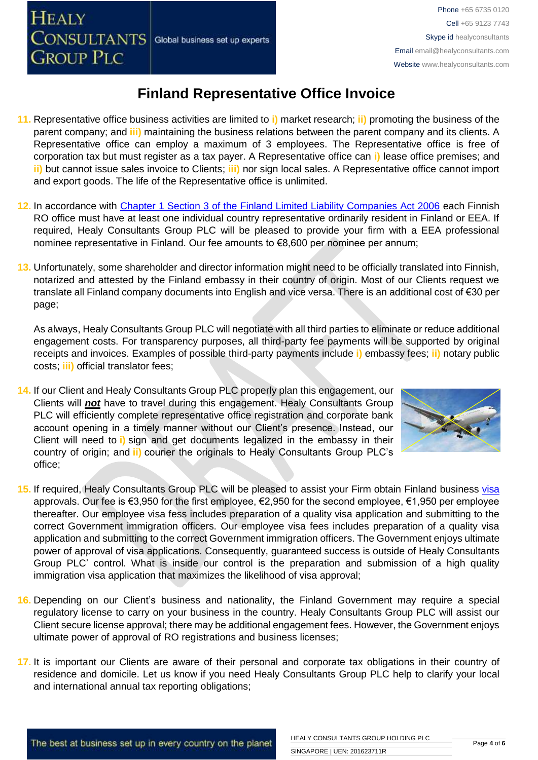# Finland Representative Office Invoice

11. Representative office business activities are limited to i) market research; ii) promoting the business of the parent company; and iii) maintaining the business relations between the parent company and its clients. A Representative office can employ a maximum of 3 employees. The Representative office is free of corporation tax but must register as a tax payer. A Representative office can i) lease office premises; and ii) but cannot issue sales invoice to Clients; iii) nor sign local sales. A Representative office cannot import and export goods. The life of the Representative office is unlimited.

12. In accordance with [Chapter 1 Section 3 of the Finland Limited Liability Companies Act 2006](#) each Finnish RO office must have at least one individual country representative ordinarily resident in Finland or EEA. If required, Healy Consultants Group PLC will be pleased to provide your firm with a EEA professional nominee representative in Finland. Our fee amounts to €8,600 per nominee per annum;

13. Unfortunately, some shareholder and director information might need to be officially translated into Finnish, notarized and attested by the Finland embassy in their country of origin. Most of our Clients request we translate all Finland company documents into English and vice versa. There is an additional cost of €30 per page;

    As always, Healy Consultants Group PLC will negotiate with all third parties to eliminate or reduce additional engagement costs. For transparency purposes, all third-party fee payments will be supported by original receipts and invoices. Examples of possible third-party payments include i) embassy fees; ii) notary public costs; iii) official translator fees;

14. If our Client and Healy Consultants Group PLC properly plan this engagement, our Clients will ***not*** have to travel during this engagement. Healy Consultants Group PLC will efficiently complete representative office registration and corporate bank account opening in a timely manner without our Client's presence. Instead, our Client will need to i) sign and get documents legalized in the embassy in their country of origin; and ii) courier the originals to Healy Consultants Group PLC's office;

15. If required, Healy Consultants Group PLC will be pleased to assist your Firm obtain Finland business [visa](#) approvals. Our fee is €3,950 for the first employee, €2,950 for the second employee, €1,950 per employee thereafter. Our employee visa fess includes preparation of a quality visa application and submitting to the correct Government immigration officers. Our employee visa fees includes preparation of a quality visa application and submitting to the correct Government immigration officers. The Government enjoys ultimate power of approval of visa applications. Consequently, guaranteed success is outside of Healy Consultants Group PLC' control. What is inside our control is the preparation and submission of a high quality immigration visa application that maximizes the likelihood of visa approval;

16. Depending on our Client's business and nationality, the Finland Government may require a special regulatory license to carry on your business in the country. Healy Consultants Group PLC will assist our Client secure license approval; there may be additional engagement fees. However, the Government enjoys ultimate power of approval of RO registrations and business licenses;

17. It is important our Clients are aware of their personal and corporate tax obligations in their country of residence and domicile. Let us know if you need Healy Consultants Group PLC help to clarify your local and international annual tax reporting obligations;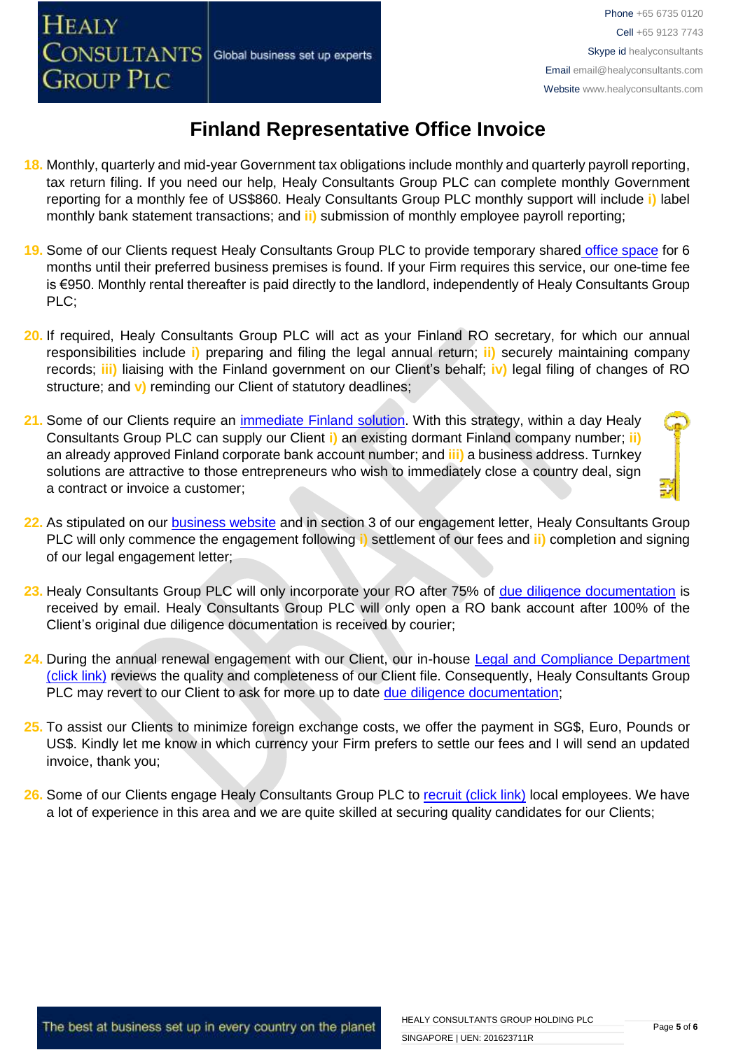# Finland Representative Office Invoice

18. Monthly, quarterly and mid-year Government tax obligations include monthly and quarterly payroll reporting, tax return filing. If you need our help, Healy Consultants Group PLC can complete monthly Government reporting for a monthly fee of US$860. Healy Consultants Group PLC monthly support will include i) label monthly bank statement transactions; and ii) submission of monthly employee payroll reporting;

19. Some of our Clients request Healy Consultants Group PLC to provide temporary shared office space for 6 months until their preferred business premises is found. If your Firm requires this service, our one-time fee is €950. Monthly rental thereafter is paid directly to the landlord, independently of Healy Consultants Group PLC;

20. If required, Healy Consultants Group PLC will act as your Finland RO secretary, for which our annual responsibilities include i) preparing and filing the legal annual return; ii) securely maintaining company records; iii) liaising with the Finland government on our Client's behalf; iv) legal filing of changes of RO structure; and v) reminding our Client of statutory deadlines;

21. Some of our Clients require an immediate Finland solution. With this strategy, within a day Healy Consultants Group PLC can supply our Client i) an existing dormant Finland company number; ii) an already approved Finland corporate bank account number; and iii) a business address. Turnkey solutions are attractive to those entrepreneurs who wish to immediately close a country deal, sign a contract or invoice a customer;

22. As stipulated on our business website and in section 3 of our engagement letter, Healy Consultants Group PLC will only commence the engagement following i) settlement of our fees and ii) completion and signing of our legal engagement letter;

23. Healy Consultants Group PLC will only incorporate your RO after 75% of due diligence documentation is received by email. Healy Consultants Group PLC will only open a RO bank account after 100% of the Client's original due diligence documentation is received by courier;

24. During the annual renewal engagement with our Client, our in-house Legal and Compliance Department (click link) reviews the quality and completeness of our Client file. Consequently, Healy Consultants Group PLC may revert to our Client to ask for more up to date due diligence documentation;

25. To assist our Clients to minimize foreign exchange costs, we offer the payment in SG$, Euro, Pounds or US$. Kindly let me know in which currency your Firm prefers to settle our fees and I will send an updated invoice, thank you;

26. Some of our Clients engage Healy Consultants Group PLC to recruit (click link) local employees. We have a lot of experience in this area and we are quite skilled at securing quality candidates for our Clients;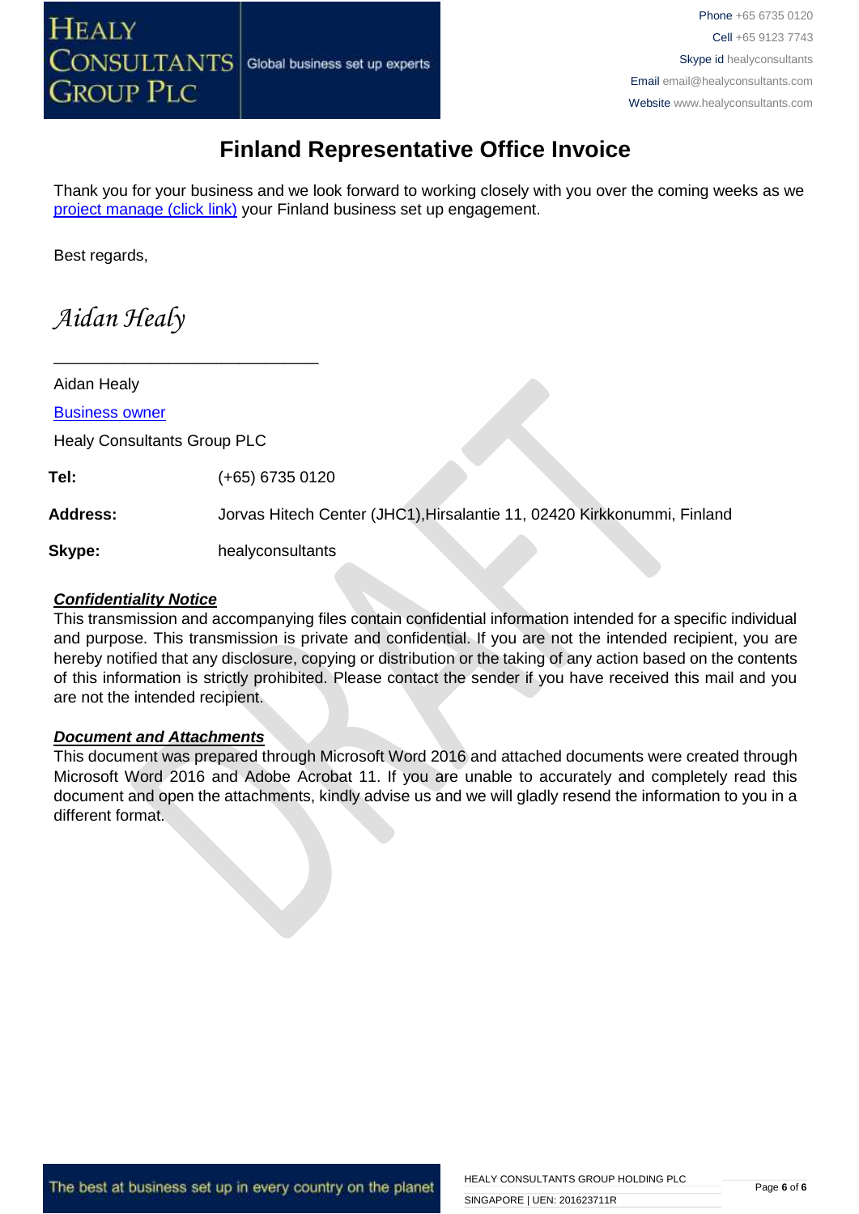# Finland Representative Office Invoice

Thank you for your business and we look forward to working closely with you over the coming weeks as we project manage (click link) your Finland business set up engagement.

Best regards,

*Aidan Healy*

______________________________

Aidan Healy

Business owner

Healy Consultants Group PLC

| | |
|---|---|
| **Tel:** | (+65) 6735 0120 |
| **Address:** | Jorvas Hitech Center (JHC1),Hirsalantie 11, 02420 Kirkkonummi, Finland |
| **Skype:** | healyconsultants |

***Confidentiality Notice***

This transmission and accompanying files contain confidential information intended for a specific individual and purpose. This transmission is private and confidential. If you are not the intended recipient, you are hereby notified that any disclosure, copying or distribution or the taking of any action based on the contents of this information is strictly prohibited. Please contact the sender if you have received this mail and you are not the intended recipient.

***Document and Attachments***

This document was prepared through Microsoft Word 2016 and attached documents were created through Microsoft Word 2016 and Adobe Acrobat 11. If you are unable to accurately and completely read this document and open the attachments, kindly advise us and we will gladly resend the information to you in a different format.